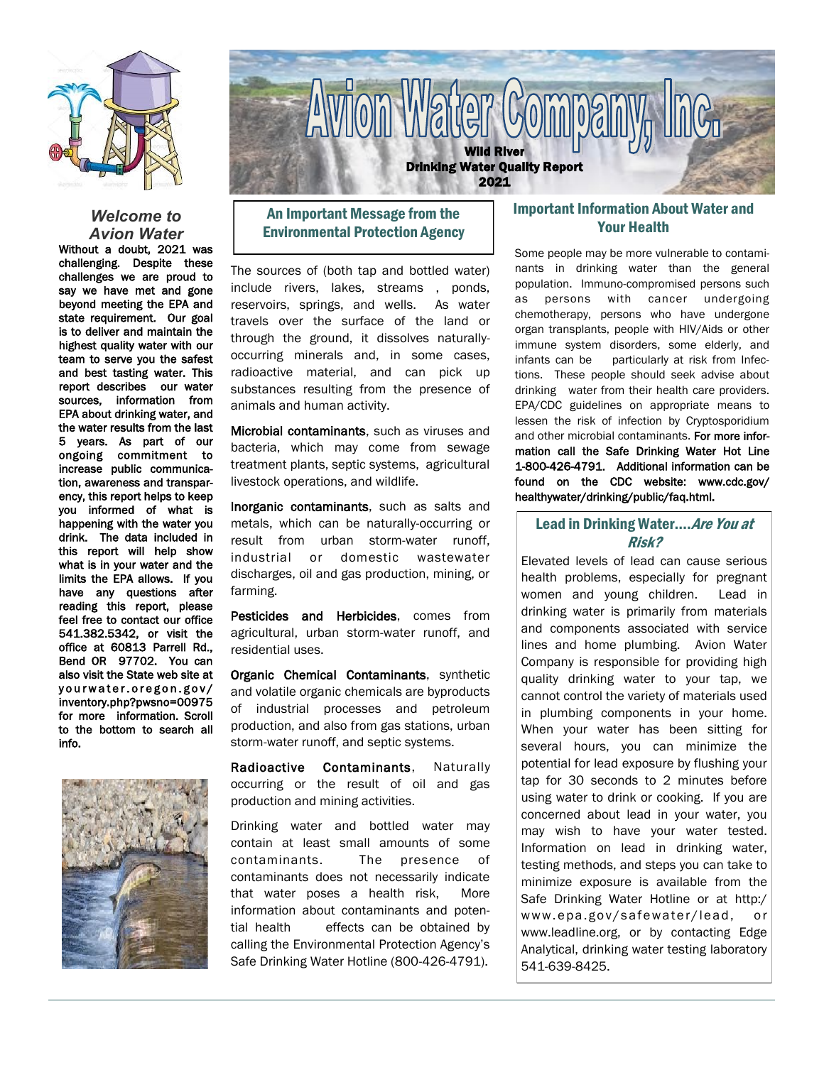# Avion Water Company, Inc.

**Wild River**
**Drinking Water Quality Report**
**2021**

## *Welcome to Avion Water*

**Without a doubt, 2021 was challenging. Despite these challenges we are proud to say we have met and gone beyond meeting the EPA and state requirement. Our goal is to deliver and maintain the highest quality water with our team to serve you the safest and best tasting water. This report describes our water sources, information from EPA about drinking water, and the water results from the last 5 years. As part of our ongoing commitment to increase public communication, awareness and transparency, this report helps to keep you informed of what is happening with the water you drink. The data included in this report will help show what is in your water and the limits the EPA allows. If you have any questions after reading this report, please feel free to contact our office 541.382.5342, or visit the office at 60813 Parrell Rd., Bend OR 97702. You can also visit the State web site at yourwater.oregon.gov/inventory.php?pwsno=00975 for more information. Scroll to the bottom to search all info.**

## An Important Message from the Environmental Protection Agency

The sources of (both tap and bottled water) include rivers, lakes, streams , ponds, reservoirs, springs, and wells. As water travels over the surface of the land or through the ground, it dissolves naturally-occurring minerals and, in some cases, radioactive material, and can pick up substances resulting from the presence of animals and human activity.

**Microbial contaminants**, such as viruses and bacteria, which may come from sewage treatment plants, septic systems, agricultural livestock operations, and wildlife.

**Inorganic contaminants**, such as salts and metals, which can be naturally-occurring or result from urban storm-water runoff, industrial or domestic wastewater discharges, oil and gas production, mining, or farming.

**Pesticides and Herbicides**, comes from agricultural, urban storm-water runoff, and residential uses.

**Organic Chemical Contaminants**, synthetic and volatile organic chemicals are byproducts of industrial processes and petroleum production, and also from gas stations, urban storm-water runoff, and septic systems.

**Radioactive Contaminants**, Naturally occurring or the result of oil and gas production and mining activities.

Drinking water and bottled water may contain at least small amounts of some contaminants. The presence of contaminants does not necessarily indicate that water poses a health risk, More information about contaminants and potential health effects can be obtained by calling the Environmental Protection Agency's Safe Drinking Water Hotline (800-426-4791).

## Important Information About Water and Your Health

Some people may be more vulnerable to contaminants in drinking water than the general population. Immuno-compromised persons such as persons with cancer undergoing chemotherapy, persons who have undergone organ transplants, people with HIV/Aids or other immune system disorders, some elderly, and infants can be particularly at risk from Infections. These people should seek advise about drinking water from their health care providers. EPA/CDC guidelines on appropriate means to lessen the risk of infection by Cryptosporidium and other microbial contaminants. **For more information call the Safe Drinking Water Hot Line 1-800-426-4791. Additional information can be found on the CDC website: www.cdc.gov/healthywater/drinking/public/faq.html.**

## Lead in Drinking Water....*Are You at Risk?*

Elevated levels of lead can cause serious health problems, especially for pregnant women and young children. Lead in drinking water is primarily from materials and components associated with service lines and home plumbing. Avion Water Company is responsible for providing high quality drinking water to your tap, we cannot control the variety of materials used in plumbing components in your home. When your water has been sitting for several hours, you can minimize the potential for lead exposure by flushing your tap for 30 seconds to 2 minutes before using water to drink or cooking. If you are concerned about lead in your water, you may wish to have your water tested. Information on lead in drinking water, testing methods, and steps you can take to minimize exposure is available from the Safe Drinking Water Hotline or at http://www.epa.gov/safewater/lead, or www.leadline.org, or by contacting Edge Analytical, drinking water testing laboratory 541-639-8425.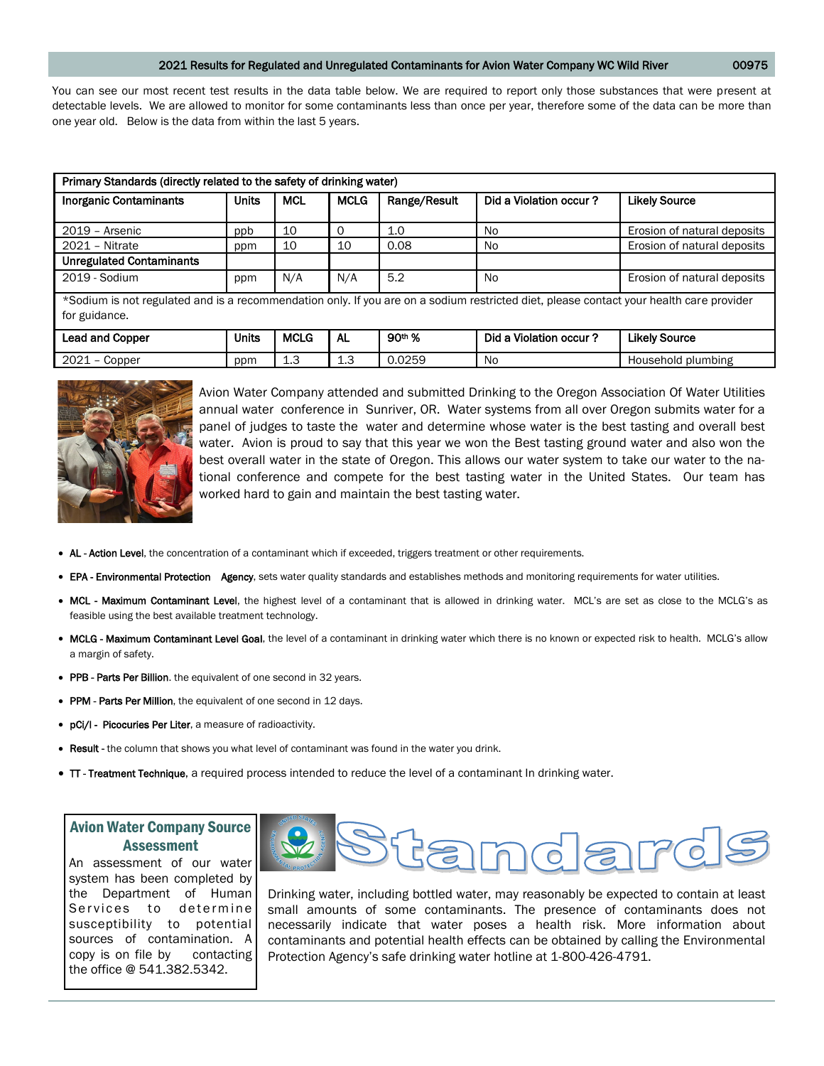## 2021 Results for Regulated and Unregulated Contaminants for Avion Water Company WC Wild River 00975

You can see our most recent test results in the data table below. We are required to report only those substances that were present at detectable levels. We are allowed to monitor for some contaminants less than once per year, therefore some of the data can be more than one year old. Below is the data from within the last 5 years.

| Primary Standards (directly related to the safety of drinking water) | | | | | | |
|---|---|---|---|---|---|---|
| **Inorganic Contaminants** | **Units** | **MCL** | **MCLG** | **Range/Result** | **Did a Violation occur ?** | **Likely Source** |
| 2019 – Arsenic | ppb | 10 | 0 | 1.0 | No | Erosion of natural deposits |
| 2021 – Nitrate | ppm | 10 | 10 | 0.08 | No | Erosion of natural deposits |
| **Unregulated Contaminants** | | | | | | |
| 2019 - Sodium | ppm | N/A | N/A | 5.2 | No | Erosion of natural deposits |
| *Sodium is not regulated and is a recommendation only. If you are on a sodium restricted diet, please contact your health care provider for guidance. | | | | | | |
| **Lead and Copper** | **Units** | **MCLG** | **AL** | **90th %** | **Did a Violation occur ?** | **Likely Source** |
| 2021 – Copper | ppm | 1.3 | 1.3 | 0.0259 | No | Household plumbing |

Avion Water Company attended and submitted Drinking to the Oregon Association Of Water Utilities annual water conference in Sunriver, OR. Water systems from all over Oregon submits water for a panel of judges to taste the water and determine whose water is the best tasting and overall best water. Avion is proud to say that this year we won the Best tasting ground water and also won the best overall water in the state of Oregon. This allows our water system to take our water to the national conference and compete for the best tasting water in the United States. Our team has worked hard to gain and maintain the best tasting water.

- **AL - Action Level**, the concentration of a contaminant which if exceeded, triggers treatment or other requirements.
- **EPA - Environmental Protection Agency**, sets water quality standards and establishes methods and monitoring requirements for water utilities.
- **MCL - Maximum Contaminant Level**, the highest level of a contaminant that is allowed in drinking water. MCL's are set as close to the MCLG's as feasible using the best available treatment technology.
- **MCLG - Maximum Contaminant Level Goal**, the level of a contaminant in drinking water which there is no known or expected risk to health. MCLG's allow a margin of safety.
- **PPB - Parts Per Billion**. the equivalent of one second in 32 years.
- **PPM - Parts Per Million**, the equivalent of one second in 12 days.
- **pCi/l - Picocuries Per Liter**, a measure of radioactivity.
- **Result** - the column that shows you what level of contaminant was found in the water you drink.
- **TT - Treatment Technique**, a required process intended to reduce the level of a contaminant In drinking water.

### Avion Water Company Source Assessment

An assessment of our water system has been completed by the Department of Human Services to determine susceptibility to potential sources of contamination. A copy is on file by contacting the office @ 541.382.5342.

### Standards

Drinking water, including bottled water, may reasonably be expected to contain at least small amounts of some contaminants. The presence of contaminants does not necessarily indicate that water poses a health risk. More information about contaminants and potential health effects can be obtained by calling the Environmental Protection Agency's safe drinking water hotline at 1-800-426-4791.